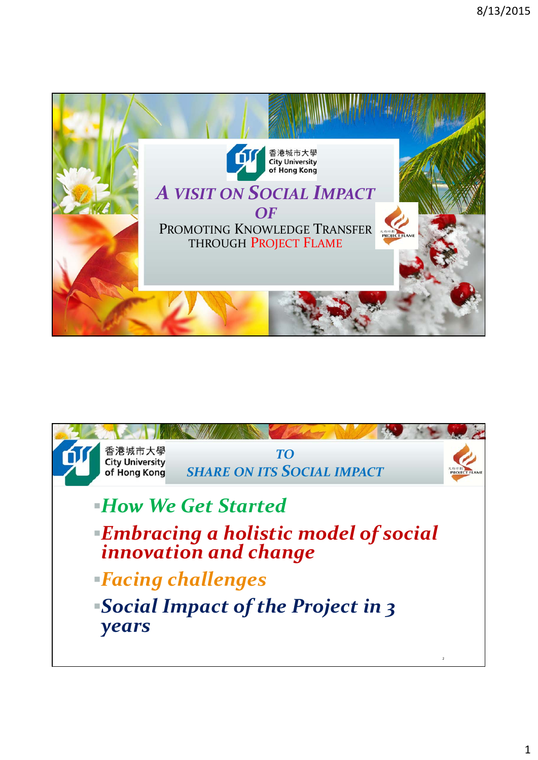香港城市大學
City University of Hong Kong

# A VISIT ON SOCIAL IMPACT OF

## PROMOTING KNOWLEDGE TRANSFER THROUGH PROJECT FLAME

PROJECT FLAME

---

香港城市大學
City University of Hong Kong

## TO SHARE ON ITS SOCIAL IMPACT

PROJECT FLAME

- *How We Get Started*
- *Embracing a holistic model of social innovation and change*
- *Facing challenges*
- *Social Impact of the Project in 3 years*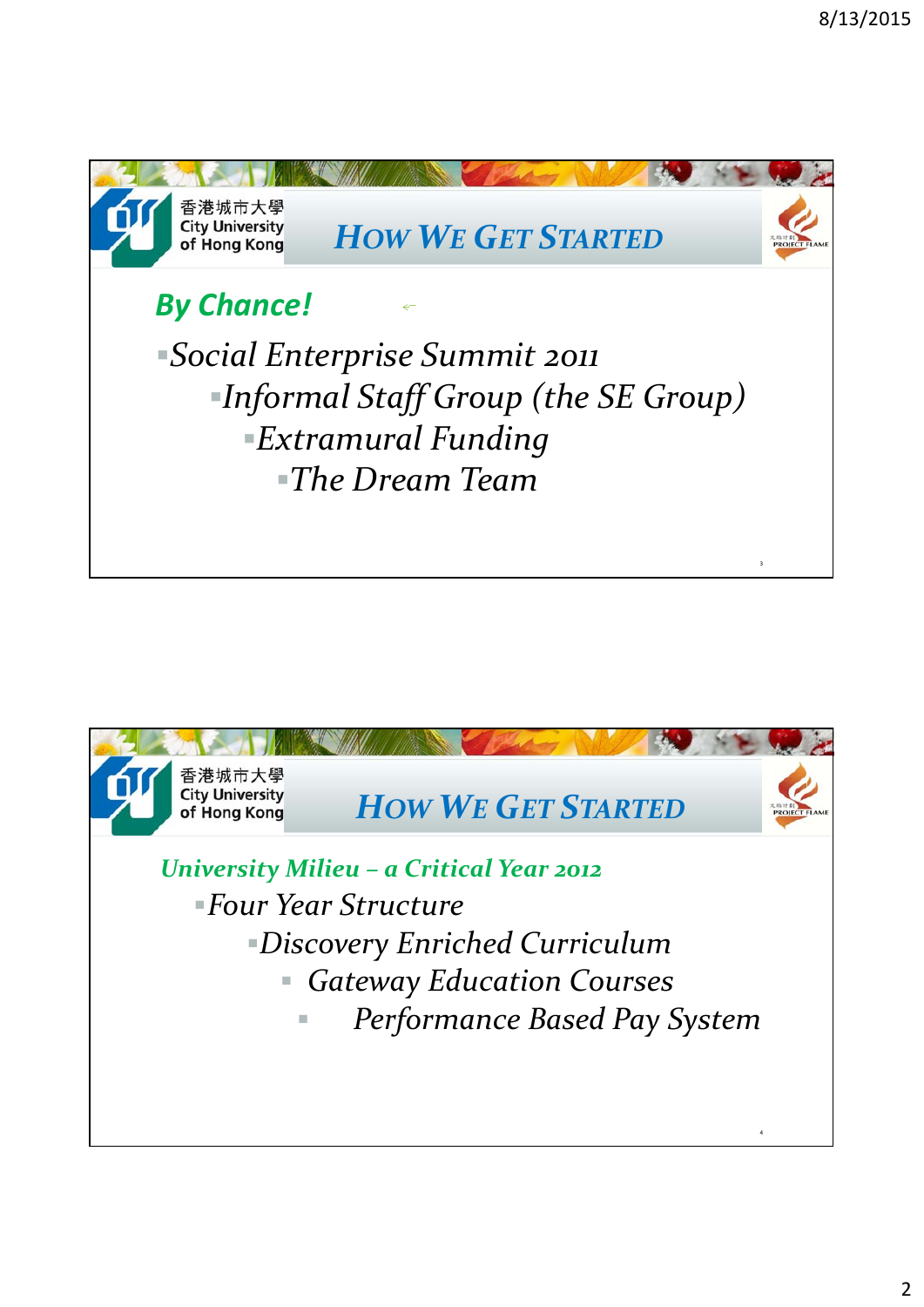## How We Get Started

**By Chance!**

- Social Enterprise Summit 2011
  - Informal Staff Group (the SE Group)
    - Extramural Funding
      - The Dream Team

## How We Get Started

**University Milieu – a Critical Year 2012**

- Four Year Structure
  - Discovery Enriched Curriculum
    - Gateway Education Courses
      - Performance Based Pay System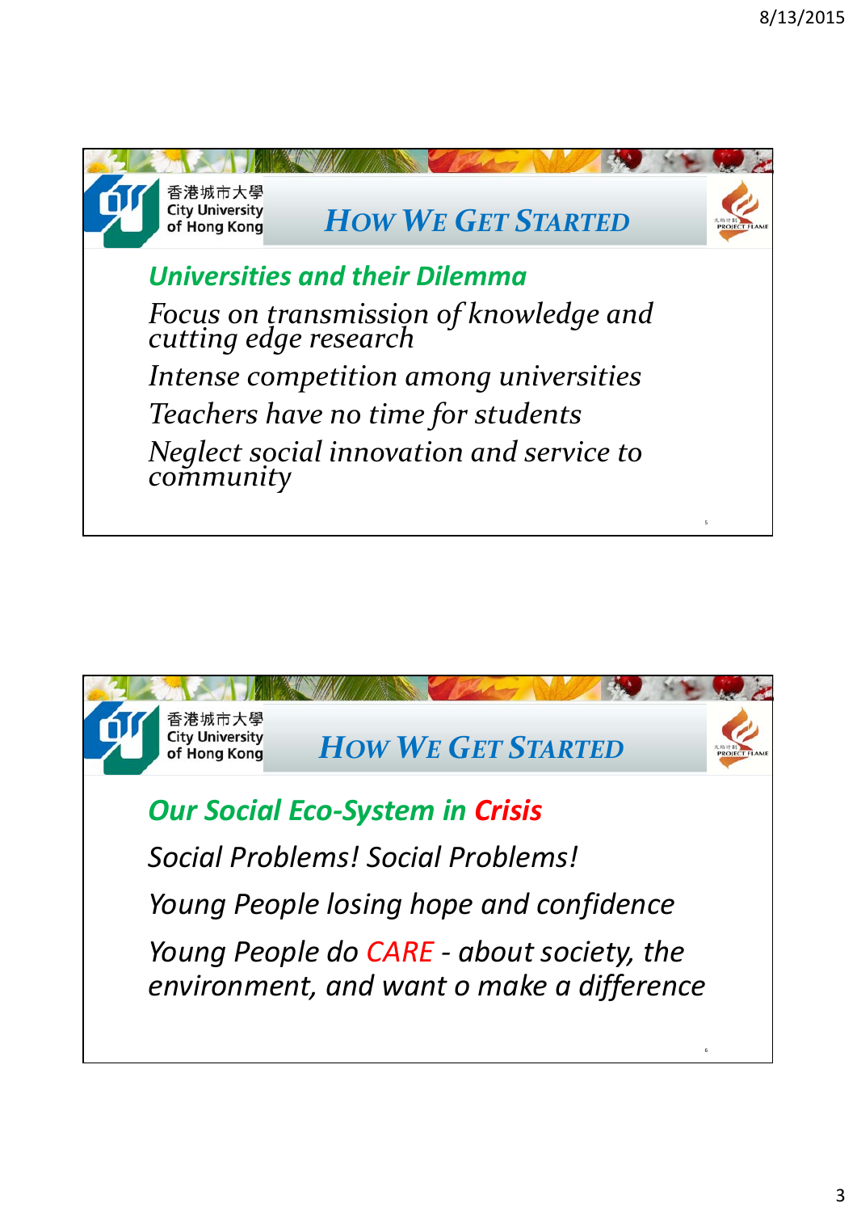## How We Get Started

### *Universities and their Dilemma*

*Focus on transmission of knowledge and cutting edge research*

*Intense competition among universities*

*Teachers have no time for students*

*Neglect social innovation and service to community*

## How We Get Started

### *Our Social Eco-System in Crisis*

*Social Problems! Social Problems!*

*Young People losing hope and confidence*

*Young People do CARE - about society, the environment, and want o make a difference*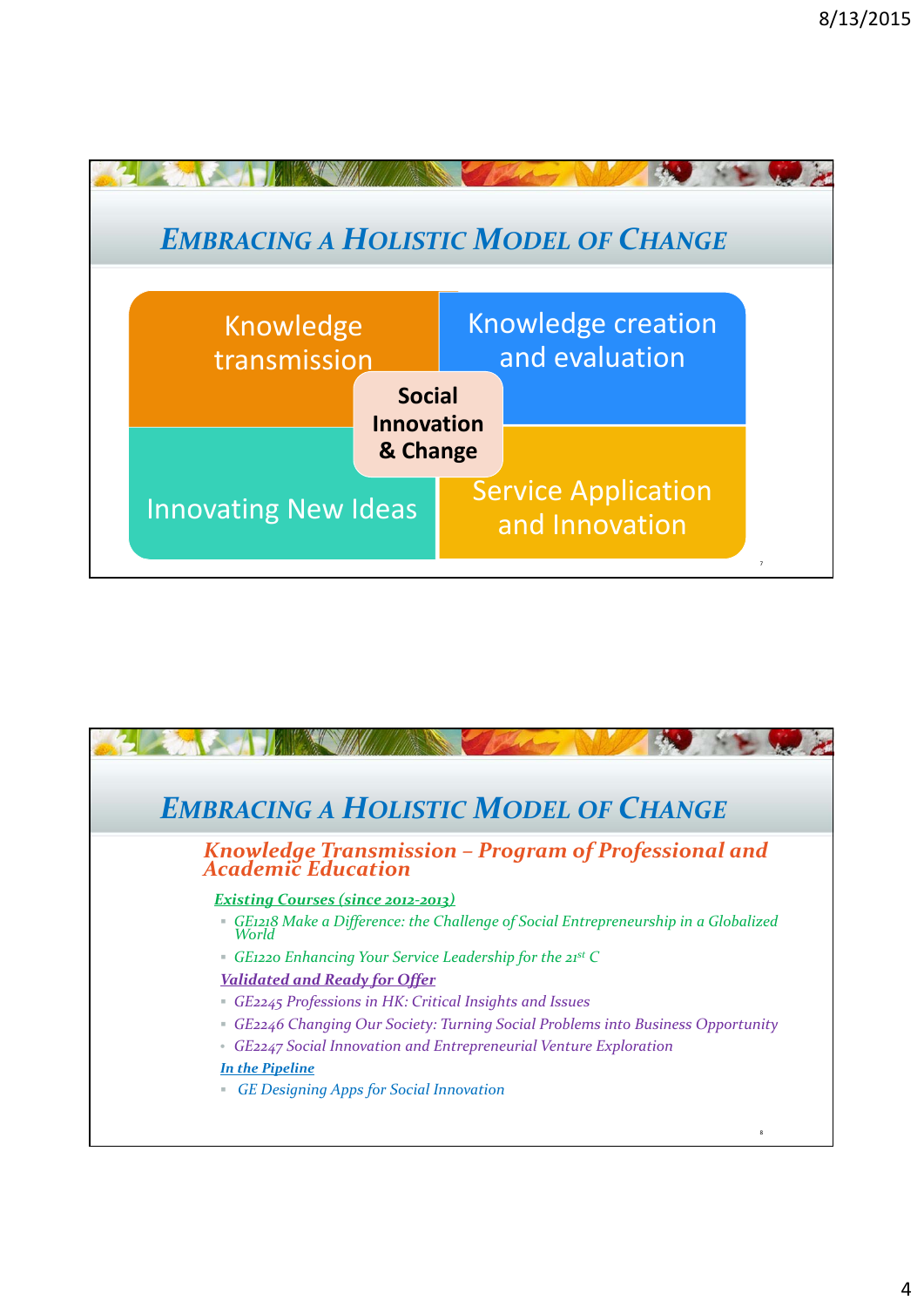## Embracing a Holistic Model of Change

- Knowledge transmission
- Knowledge creation and evaluation
- Social Innovation & Change
- Innovating New Ideas
- Service Application and Innovation

## Embracing a Holistic Model of Change

### *Knowledge Transmission – Program of Professional and Academic Education*

***Existing Courses (since 2012-2013)***

- *GE1218 Make a Difference: the Challenge of Social Entrepreneurship in a Globalized World*
- *GE1220 Enhancing Your Service Leadership for the 21st C*

***Validated and Ready for Offer***

- *GE2245 Professions in HK: Critical Insights and Issues*
- *GE2246 Changing Our Society: Turning Social Problems into Business Opportunity*
- *GE2247 Social Innovation and Entrepreneurial Venture Exploration*

***In the Pipeline***

- *GE Designing Apps for Social Innovation*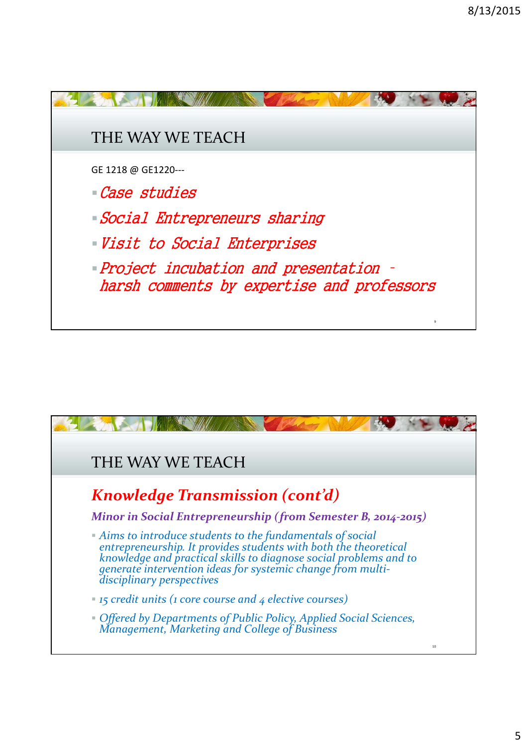## THE WAY WE TEACH

GE 1218 @ GE1220---

- *Case studies*
- *Social Entrepreneurs sharing*
- *Visit to Social Enterprises*
- *Project incubation and presentation – harsh comments by expertise and professors*

## THE WAY WE TEACH

### *Knowledge Transmission (cont'd)*

***Minor in Social Entrepreneurship (from Semester B, 2014-2015)***

- *Aims to introduce students to the fundamentals of social entrepreneurship. It provides students with both the theoretical knowledge and practical skills to diagnose social problems and to generate intervention ideas for systemic change from multi-disciplinary perspectives*
- *15 credit units (1 core course and 4 elective courses)*
- *Offered by Departments of Public Policy, Applied Social Sciences, Management, Marketing and College of Business*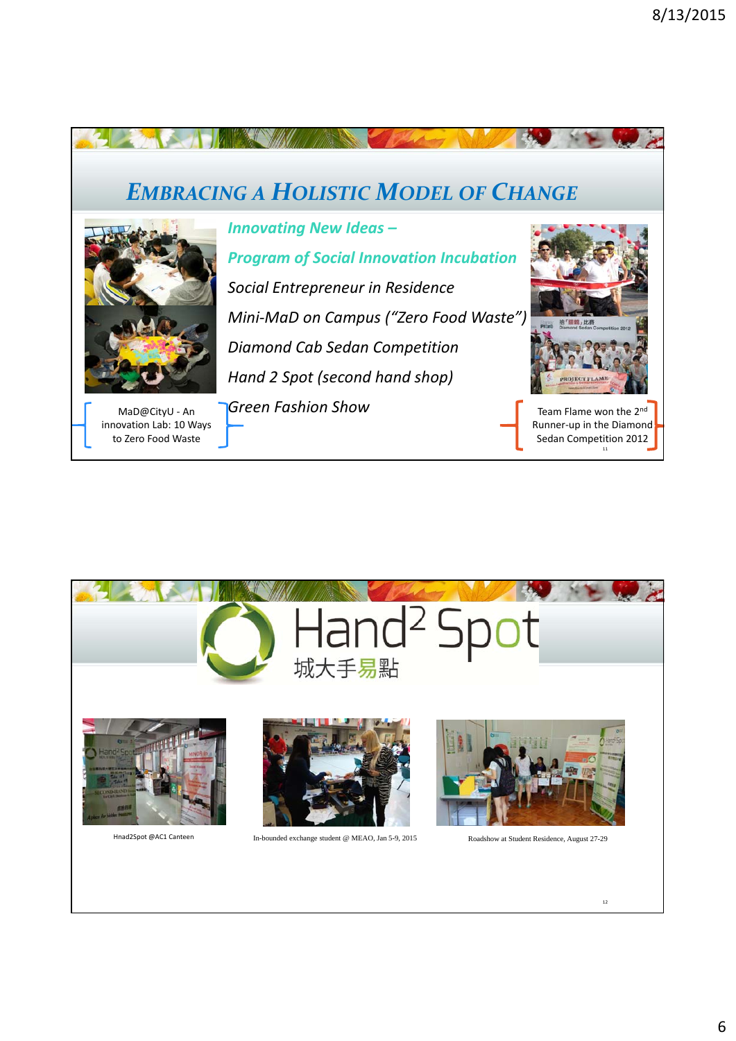## EMBRACING A HOLISTIC MODEL OF CHANGE

*Innovating New Ideas –*

*Program of Social Innovation Incubation*

*Social Entrepreneur in Residence*

*Mini-MaD on Campus ("Zero Food Waste")*

*Diamond Cab Sedan Competition*

*Hand 2 Spot (second hand shop)*

*Green Fashion Show*

MaD@CityU - An innovation Lab: 10 Ways to Zero Food Waste

Team Flame won the 2nd Runner-up in the Diamond Sedan Competition 2012

---

## Hand² Spot

城大手易點

Hnad2Spot @AC1 Canteen

In-bounded exchange student @ MEAO, Jan 5-9, 2015

Roadshow at Student Residence, August 27-29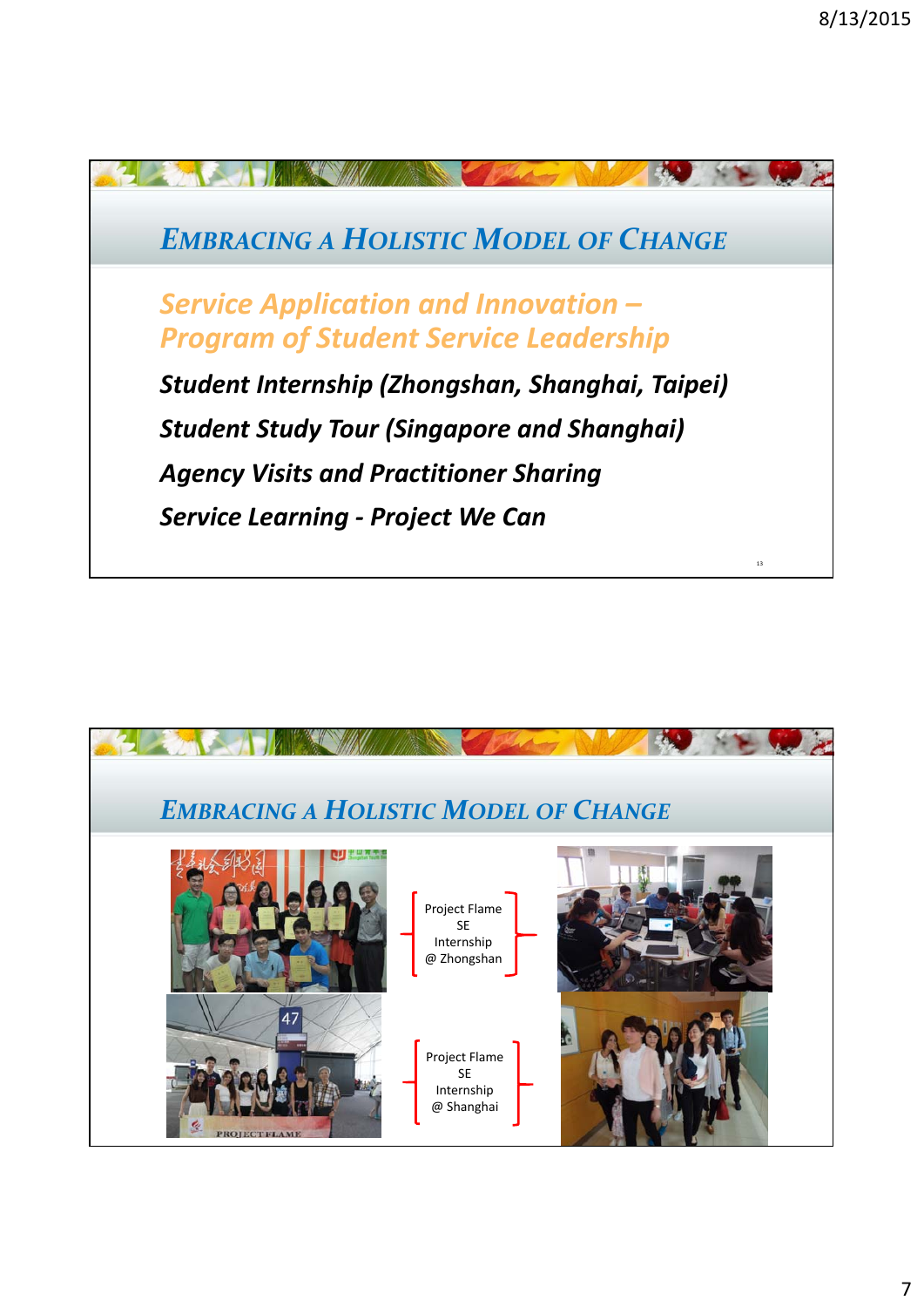## Embracing a Holistic Model of Change

*Service Application and Innovation – Program of Student Service Leadership*

***Student Internship (Zhongshan, Shanghai, Taipei)***

***Student Study Tour (Singapore and Shanghai)***

***Agency Visits and Practitioner Sharing***

***Service Learning - Project We Can***

## Embracing a Holistic Model of Change

Project Flame SE Internship @ Zhongshan

Project Flame SE Internship @ Shanghai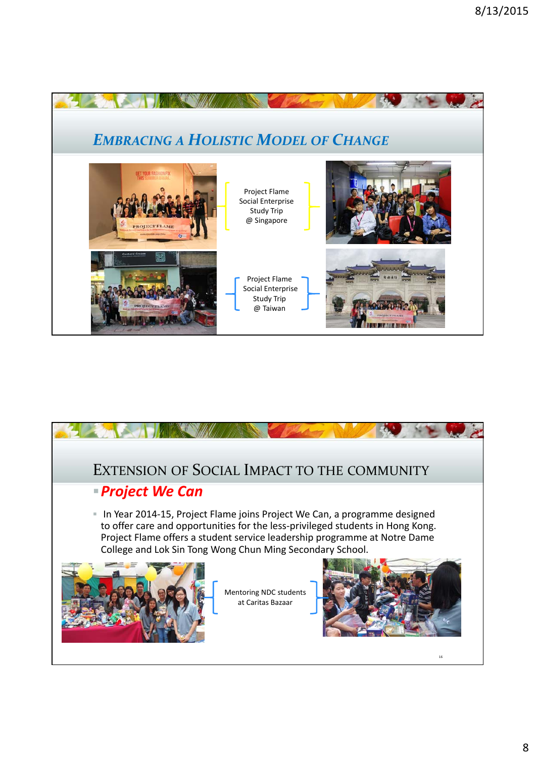## EMBRACING A HOLISTIC MODEL OF CHANGE

Project Flame Social Enterprise Study Trip @ Singapore

Project Flame Social Enterprise Study Trip @ Taiwan

## EXTENSION OF SOCIAL IMPACT TO THE COMMUNITY

- ***Project We Can***

- In Year 2014-15, Project Flame joins Project We Can, a programme designed to offer care and opportunities for the less-privileged students in Hong Kong. Project Flame offers a student service leadership programme at Notre Dame College and Lok Sin Tong Wong Chun Ming Secondary School.

Mentoring NDC students at Caritas Bazaar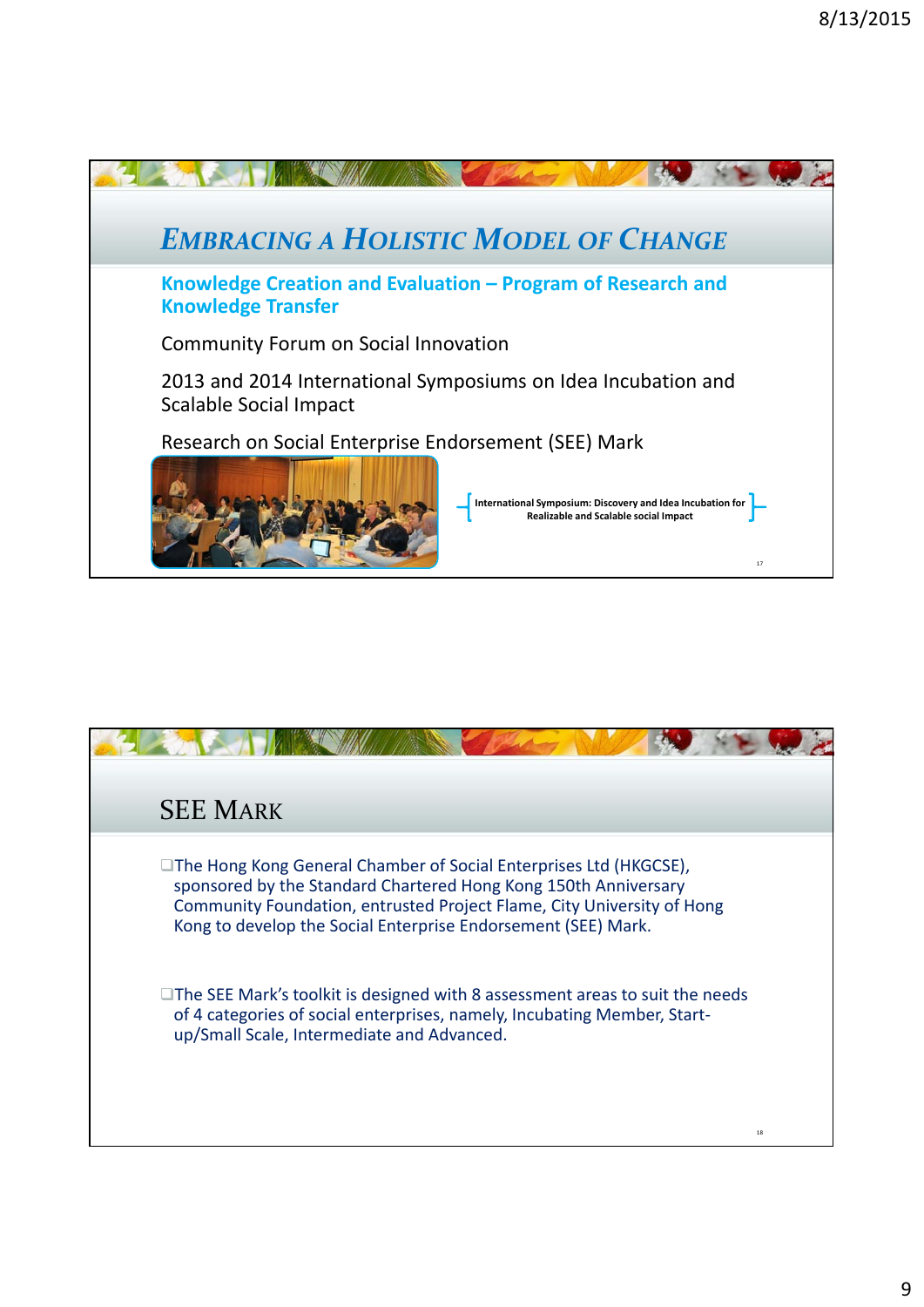## Embracing a Holistic Model of Change

### Knowledge Creation and Evaluation – Program of Research and Knowledge Transfer

Community Forum on Social Innovation

2013 and 2014 International Symposiums on Idea Incubation and Scalable Social Impact

Research on Social Enterprise Endorsement (SEE) Mark

International Symposium: Discovery and Idea Incubation for Realizable and Scalable social Impact

## SEE Mark

- The Hong Kong General Chamber of Social Enterprises Ltd (HKGCSE), sponsored by the Standard Chartered Hong Kong 150th Anniversary Community Foundation, entrusted Project Flame, City University of Hong Kong to develop the Social Enterprise Endorsement (SEE) Mark.
- The SEE Mark's toolkit is designed with 8 assessment areas to suit the needs of 4 categories of social enterprises, namely, Incubating Member, Start-up/Small Scale, Intermediate and Advanced.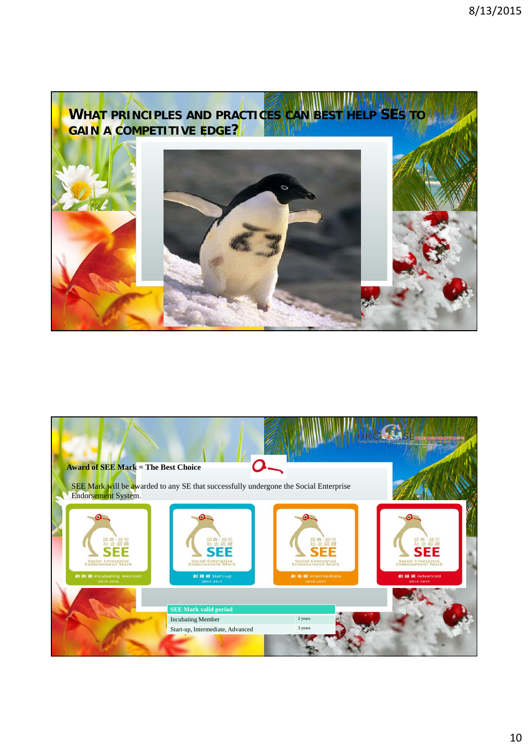## WHAT PRINCIPLES AND PRACTICES CAN BEST HELP SEs TO GAIN A COMPETITIVE EDGE?

**Award of SEE Mark = The Best Choice**

SEE Mark will be awarded to any SE that successfully undergone the Social Enterprise Endorsement System.

| SEE Mark valid period | |
|---|---|
| Incubating Member | 2 years |
| Start-up, Intermediate, Advanced | 3 years |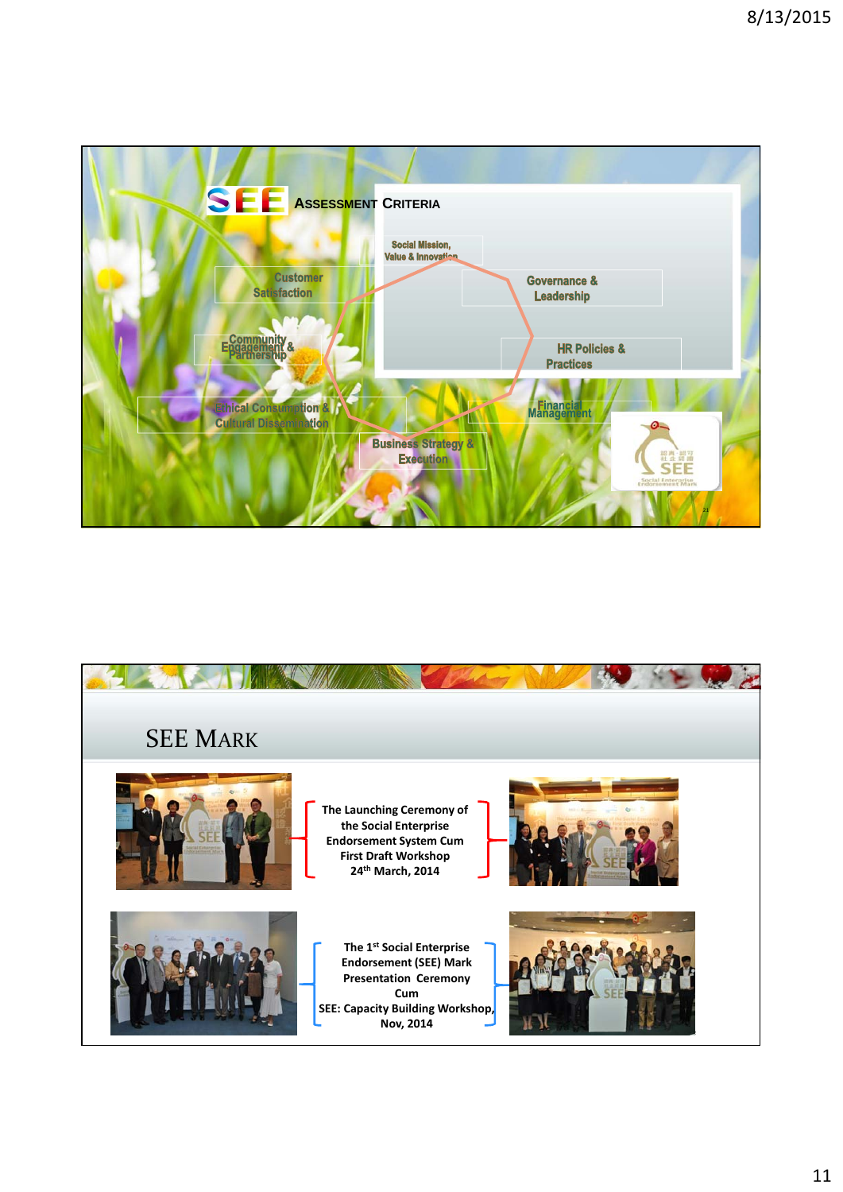## SEE ASSESSMENT CRITERIA

- Social Mission, Value & Innovation
- Governance & Leadership
- HR Policies & Practices
- Financial Management
- Business Strategy & Execution
- Ethical Consumption & Cultural Dissemination
- Community Engagement & Partnership
- Customer Satisfaction

## SEE MARK

The Launching Ceremony of the Social Enterprise Endorsement System Cum First Draft Workshop
24th March, 2014

The 1st Social Enterprise Endorsement (SEE) Mark Presentation Ceremony Cum
SEE: Capacity Building Workshop, Nov, 2014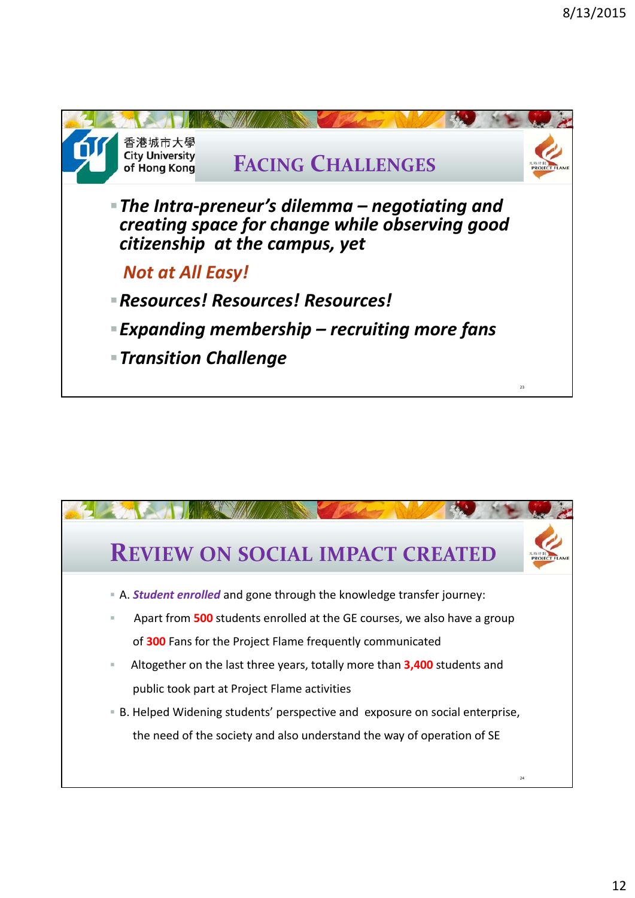## Facing Challenges

- ***The Intra-preneur's dilemma – negotiating and creating space for change while observing good citizenship at the campus, yet***

  ***Not at All Easy!***

- ***Resources! Resources! Resources!***
- ***Expanding membership – recruiting more fans***
- ***Transition Challenge***

## Review on Social Impact Created

- A. ***Student enrolled*** and gone through the knowledge transfer journey:
- Apart from **500** students enrolled at the GE courses, we also have a group of **300** Fans for the Project Flame frequently communicated
- Altogether on the last three years, totally more than **3,400** students and public took part at Project Flame activities
- B. Helped Widening students' perspective and exposure on social enterprise, the need of the society and also understand the way of operation of SE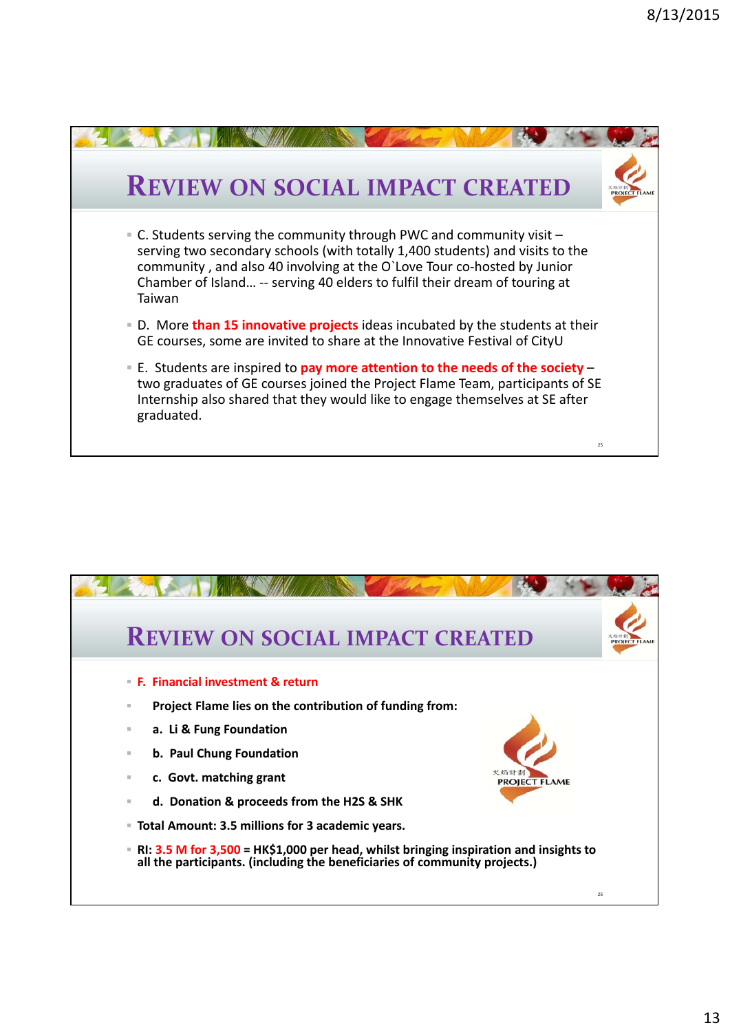## Review on Social Impact Created

- C. Students serving the community through PWC and community visit – serving two secondary schools (with totally 1,400 students) and visits to the community , and also 40 involving at the O`Love Tour co-hosted by Junior Chamber of Island… -- serving 40 elders to fulfil their dream of touring at Taiwan
- D. More **than 15 innovative projects** ideas incubated by the students at their GE courses, some are invited to share at the Innovative Festival of CityU
- E. Students are inspired to **pay more attention to the needs of the society** – two graduates of GE courses joined the Project Flame Team, participants of SE Internship also shared that they would like to engage themselves at SE after graduated.

## Review on Social Impact Created

- **F. Financial investment & return**
- **Project Flame lies on the contribution of funding from:**
- **a. Li & Fung Foundation**
- **b. Paul Chung Foundation**
- **c. Govt. matching grant**
- **d. Donation & proceeds from the H2S & SHK**
- **Total Amount: 3.5 millions for 3 academic years.**
- **RI: 3.5 M for 3,500 = HK$1,000 per head, whilst bringing inspiration and insights to all the participants. (including the beneficiaries of community projects.)**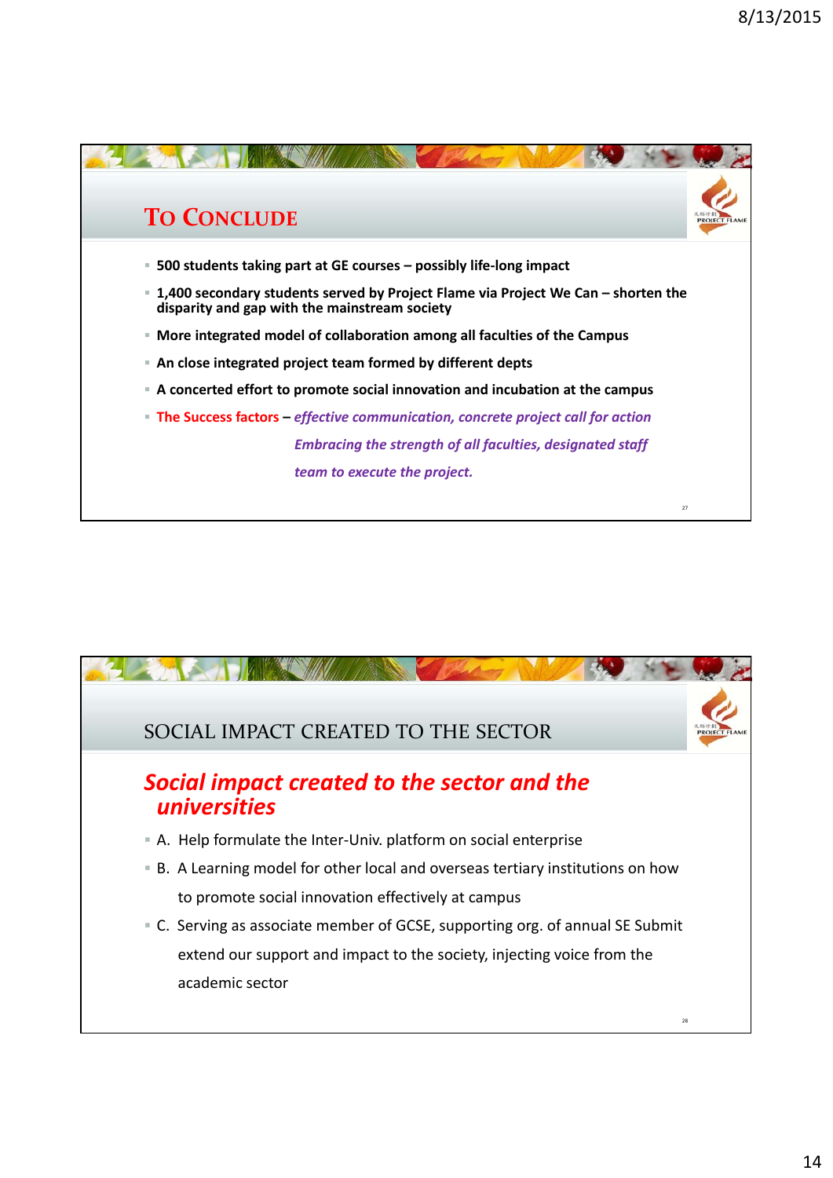## To Conclude

- **500 students taking part at GE courses – possibly life-long impact**
- **1,400 secondary students served by Project Flame via Project We Can – shorten the disparity and gap with the mainstream society**
- **More integrated model of collaboration among all faculties of the Campus**
- **An close integrated project team formed by different depts**
- **A concerted effort to promote social innovation and incubation at the campus**
- **The Success factors –** ***effective communication, concrete project call for action***

  ***Embracing the strength of all faculties, designated staff***

  ***team to execute the project.***

## SOCIAL IMPACT CREATED TO THE SECTOR

### *Social impact created to the sector and the universities*

- A. Help formulate the Inter-Univ. platform on social enterprise
- B. A Learning model for other local and overseas tertiary institutions on how to promote social innovation effectively at campus
- C. Serving as associate member of GCSE, supporting org. of annual SE Submit extend our support and impact to the society, injecting voice from the academic sector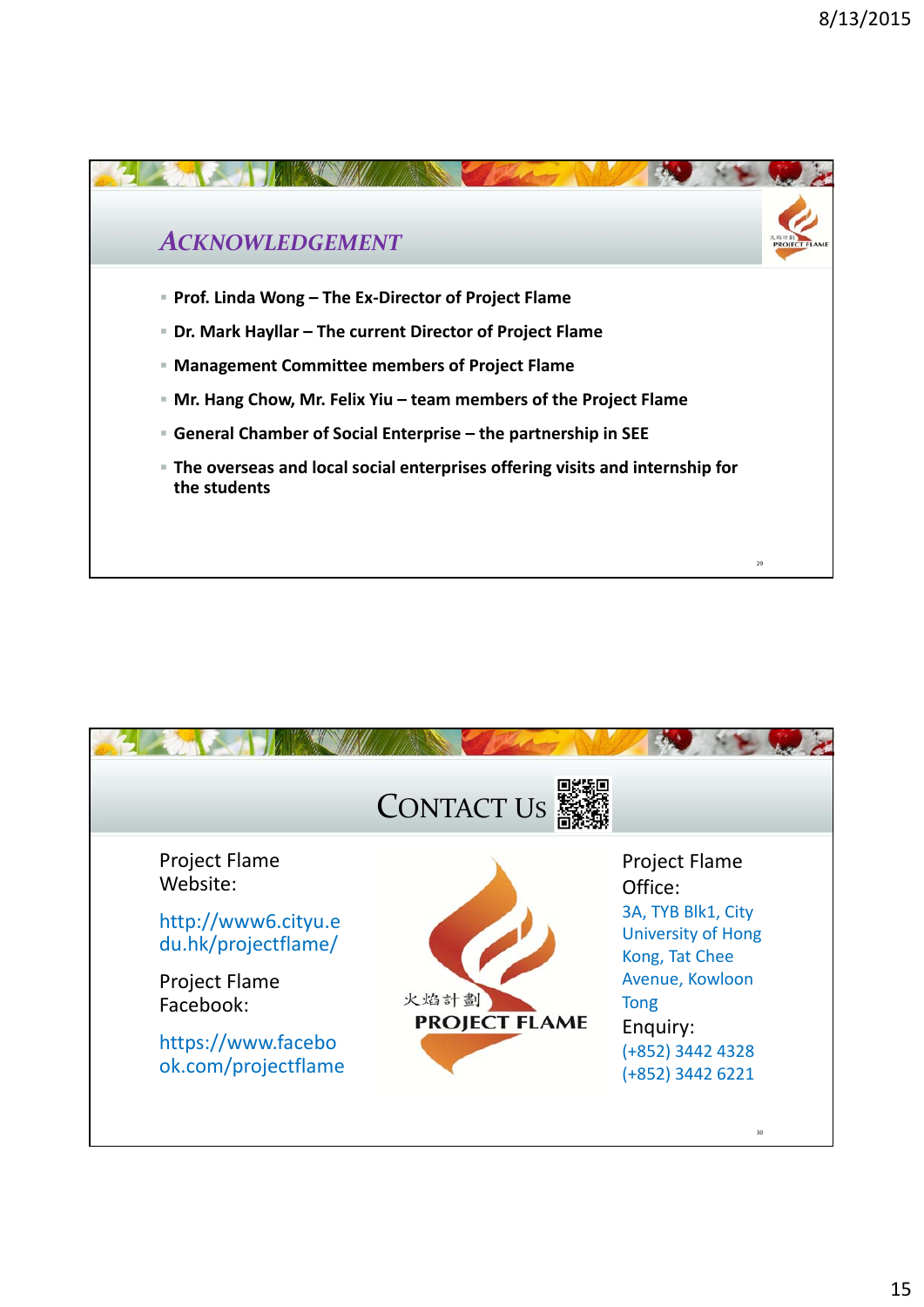## ACKNOWLEDGEMENT

- **Prof. Linda Wong – The Ex-Director of Project Flame**
- **Dr. Mark Hayllar – The current Director of Project Flame**
- **Management Committee members of Project Flame**
- **Mr. Hang Chow, Mr. Felix Yiu – team members of the Project Flame**
- **General Chamber of Social Enterprise – the partnership in SEE**
- **The overseas and local social enterprises offering visits and internship for the students**

## CONTACT US

Project Flame Website:

http://www6.cityu.edu.hk/projectflame/

Project Flame Facebook:

https://www.facebook.com/projectflame

火焰計劃
PROJECT FLAME

Project Flame Office:

3A, TYB Blk1, City University of Hong Kong, Tat Chee Avenue, Kowloon Tong

Enquiry:

(+852) 3442 4328
(+852) 3442 6221